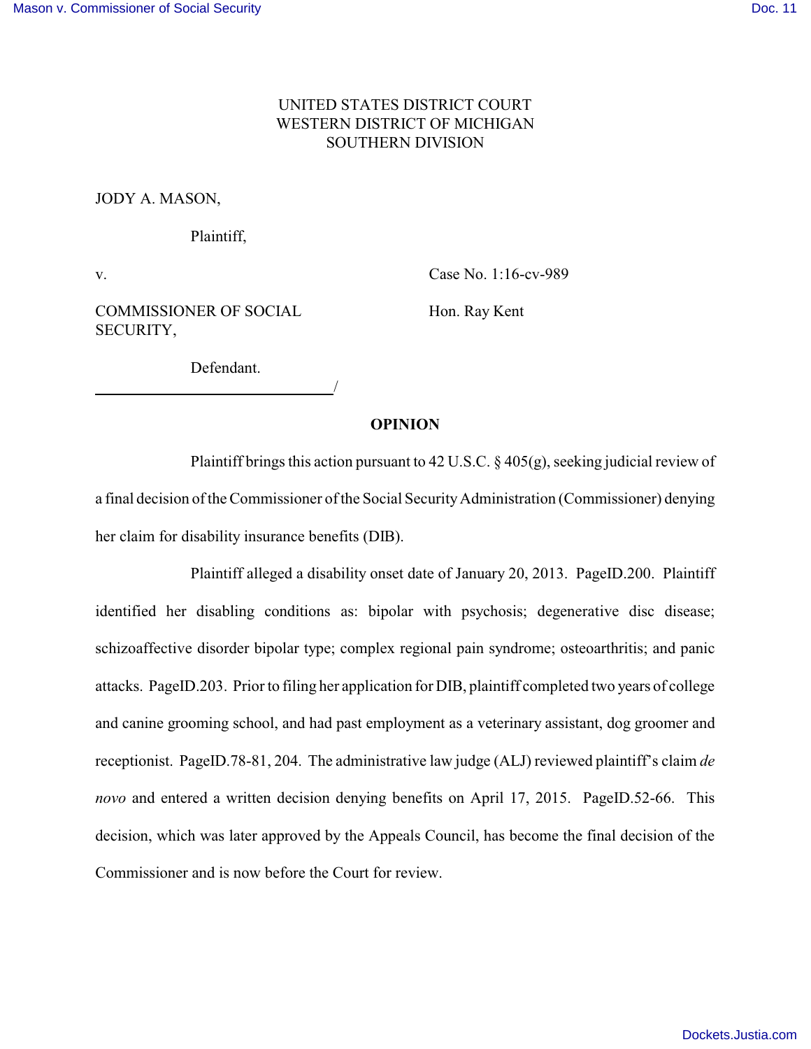UNITED STATES DISTRICT COURT
WESTERN DISTRICT OF MICHIGAN
SOUTHERN DIVISION

JODY A. MASON,

Plaintiff,

v. Case No. 1:16-cv-989

COMMISSIONER OF SOCIAL SECURITY, Hon. Ray Kent

Defendant.

______________________________/

**OPINION**

Plaintiff brings this action pursuant to 42 U.S.C. § 405(g), seeking judicial review of a final decision of the Commissioner of the Social Security Administration (Commissioner) denying her claim for disability insurance benefits (DIB).

Plaintiff alleged a disability onset date of January 20, 2013. PageID.200. Plaintiff identified her disabling conditions as: bipolar with psychosis; degenerative disc disease; schizoaffective disorder bipolar type; complex regional pain syndrome; osteoarthritis; and panic attacks. PageID.203. Prior to filing her application for DIB, plaintiff completed two years of college and canine grooming school, and had past employment as a veterinary assistant, dog groomer and receptionist. PageID.78-81, 204. The administrative law judge (ALJ) reviewed plaintiff's claim *de novo* and entered a written decision denying benefits on April 17, 2015. PageID.52-66. This decision, which was later approved by the Appeals Council, has become the final decision of the Commissioner and is now before the Court for review.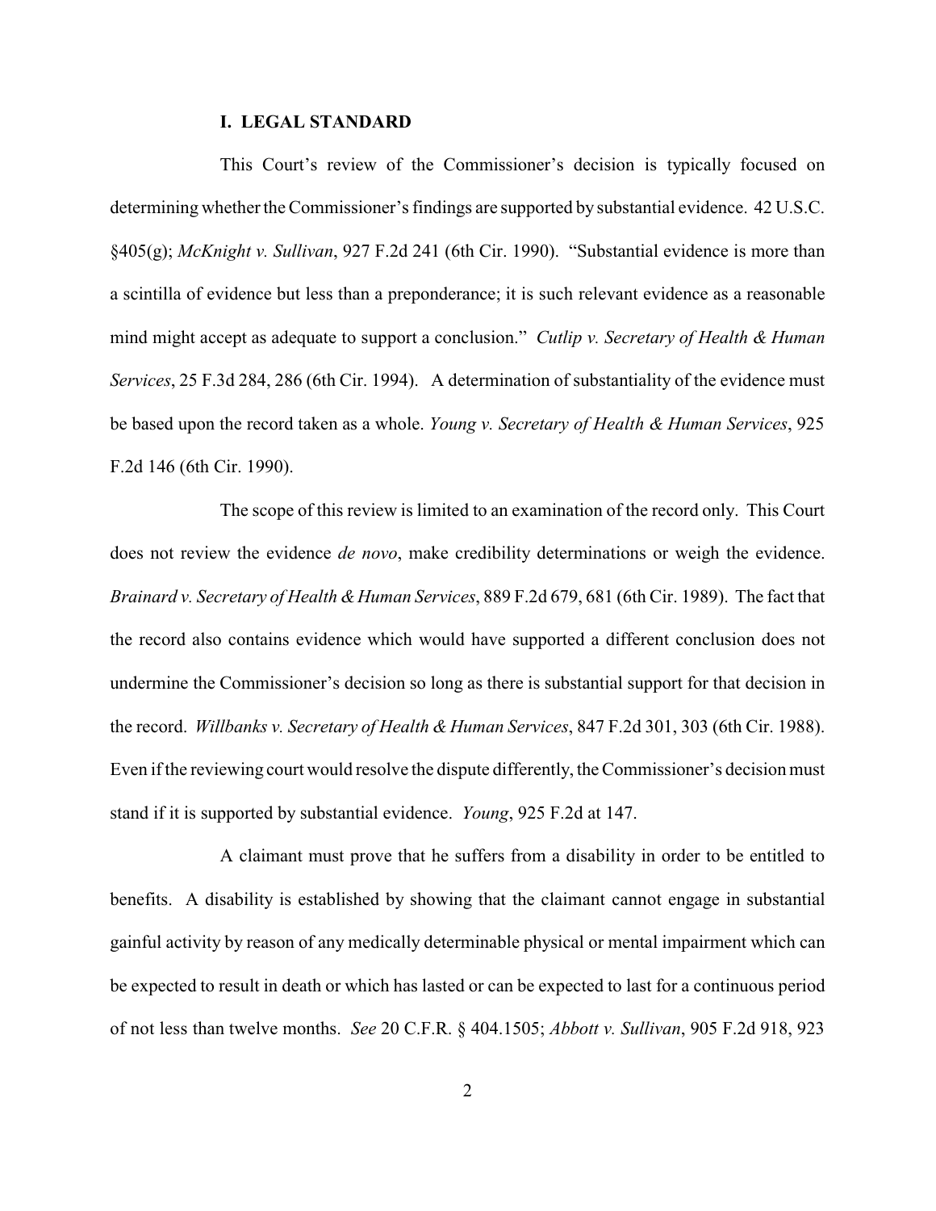## I. LEGAL STANDARD

This Court's review of the Commissioner's decision is typically focused on determining whether the Commissioner's findings are supported by substantial evidence. 42 U.S.C. §405(g); *McKnight v. Sullivan*, 927 F.2d 241 (6th Cir. 1990). "Substantial evidence is more than a scintilla of evidence but less than a preponderance; it is such relevant evidence as a reasonable mind might accept as adequate to support a conclusion." *Cutlip v. Secretary of Health & Human Services*, 25 F.3d 284, 286 (6th Cir. 1994). A determination of substantiality of the evidence must be based upon the record taken as a whole. *Young v. Secretary of Health & Human Services*, 925 F.2d 146 (6th Cir. 1990).

The scope of this review is limited to an examination of the record only. This Court does not review the evidence *de novo*, make credibility determinations or weigh the evidence. *Brainard v. Secretary of Health & Human Services*, 889 F.2d 679, 681 (6th Cir. 1989). The fact that the record also contains evidence which would have supported a different conclusion does not undermine the Commissioner's decision so long as there is substantial support for that decision in the record. *Willbanks v. Secretary of Health & Human Services*, 847 F.2d 301, 303 (6th Cir. 1988). Even if the reviewing court would resolve the dispute differently, the Commissioner's decision must stand if it is supported by substantial evidence. *Young*, 925 F.2d at 147.

A claimant must prove that he suffers from a disability in order to be entitled to benefits. A disability is established by showing that the claimant cannot engage in substantial gainful activity by reason of any medically determinable physical or mental impairment which can be expected to result in death or which has lasted or can be expected to last for a continuous period of not less than twelve months. *See* 20 C.F.R. § 404.1505; *Abbott v. Sullivan*, 905 F.2d 918, 923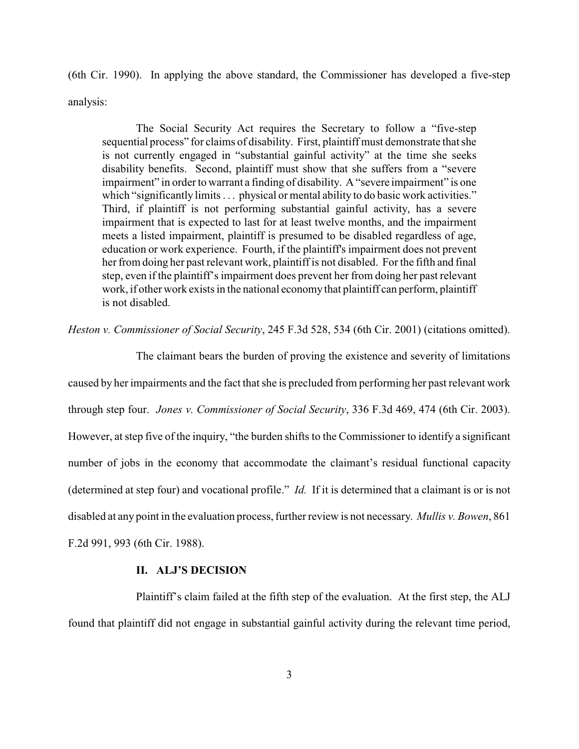(6th Cir. 1990). In applying the above standard, the Commissioner has developed a five-step analysis:

> The Social Security Act requires the Secretary to follow a "five-step sequential process" for claims of disability. First, plaintiff must demonstrate that she is not currently engaged in "substantial gainful activity" at the time she seeks disability benefits. Second, plaintiff must show that she suffers from a "severe impairment" in order to warrant a finding of disability. A "severe impairment" is one which "significantly limits . . . physical or mental ability to do basic work activities." Third, if plaintiff is not performing substantial gainful activity, has a severe impairment that is expected to last for at least twelve months, and the impairment meets a listed impairment, plaintiff is presumed to be disabled regardless of age, education or work experience. Fourth, if the plaintiff's impairment does not prevent her from doing her past relevant work, plaintiff is not disabled. For the fifth and final step, even if the plaintiff's impairment does prevent her from doing her past relevant work, if other work exists in the national economy that plaintiff can perform, plaintiff is not disabled.

*Heston v. Commissioner of Social Security*, 245 F.3d 528, 534 (6th Cir. 2001) (citations omitted).

The claimant bears the burden of proving the existence and severity of limitations caused by her impairments and the fact that she is precluded from performing her past relevant work through step four. *Jones v. Commissioner of Social Security*, 336 F.3d 469, 474 (6th Cir. 2003). However, at step five of the inquiry, "the burden shifts to the Commissioner to identify a significant number of jobs in the economy that accommodate the claimant's residual functional capacity (determined at step four) and vocational profile." *Id.* If it is determined that a claimant is or is not disabled at any point in the evaluation process, further review is not necessary. *Mullis v. Bowen*, 861 F.2d 991, 993 (6th Cir. 1988).

## II. ALJ'S DECISION

Plaintiff's claim failed at the fifth step of the evaluation. At the first step, the ALJ found that plaintiff did not engage in substantial gainful activity during the relevant time period,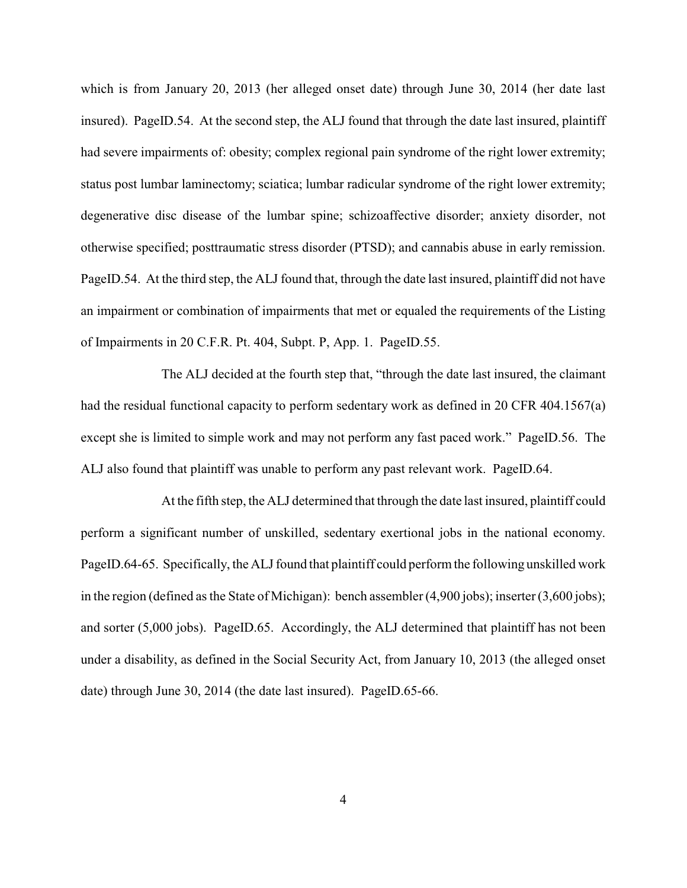which is from January 20, 2013 (her alleged onset date) through June 30, 2014 (her date last insured). PageID.54. At the second step, the ALJ found that through the date last insured, plaintiff had severe impairments of: obesity; complex regional pain syndrome of the right lower extremity; status post lumbar laminectomy; sciatica; lumbar radicular syndrome of the right lower extremity; degenerative disc disease of the lumbar spine; schizoaffective disorder; anxiety disorder, not otherwise specified; posttraumatic stress disorder (PTSD); and cannabis abuse in early remission. PageID.54. At the third step, the ALJ found that, through the date last insured, plaintiff did not have an impairment or combination of impairments that met or equaled the requirements of the Listing of Impairments in 20 C.F.R. Pt. 404, Subpt. P, App. 1. PageID.55.

The ALJ decided at the fourth step that, "through the date last insured, the claimant had the residual functional capacity to perform sedentary work as defined in 20 CFR 404.1567(a) except she is limited to simple work and may not perform any fast paced work." PageID.56. The ALJ also found that plaintiff was unable to perform any past relevant work. PageID.64.

At the fifth step, the ALJ determined that through the date last insured, plaintiff could perform a significant number of unskilled, sedentary exertional jobs in the national economy. PageID.64-65. Specifically, the ALJ found that plaintiff could perform the following unskilled work in the region (defined as the State of Michigan): bench assembler (4,900 jobs); inserter (3,600 jobs); and sorter (5,000 jobs). PageID.65. Accordingly, the ALJ determined that plaintiff has not been under a disability, as defined in the Social Security Act, from January 10, 2013 (the alleged onset date) through June 30, 2014 (the date last insured). PageID.65-66.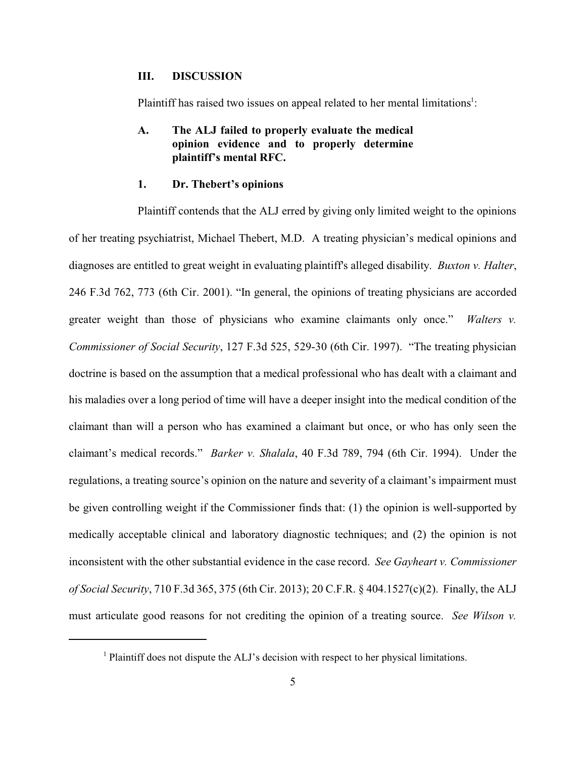## III. DISCUSSION

Plaintiff has raised two issues on appeal related to her mental limitations[1]:

### A. The ALJ failed to properly evaluate the medical opinion evidence and to properly determine plaintiff's mental RFC.

#### 1. Dr. Thebert's opinions

Plaintiff contends that the ALJ erred by giving only limited weight to the opinions of her treating psychiatrist, Michael Thebert, M.D. A treating physician's medical opinions and diagnoses are entitled to great weight in evaluating plaintiff's alleged disability. *Buxton v. Halter*, 246 F.3d 762, 773 (6th Cir. 2001). "In general, the opinions of treating physicians are accorded greater weight than those of physicians who examine claimants only once." *Walters v. Commissioner of Social Security*, 127 F.3d 525, 529-30 (6th Cir. 1997). "The treating physician doctrine is based on the assumption that a medical professional who has dealt with a claimant and his maladies over a long period of time will have a deeper insight into the medical condition of the claimant than will a person who has examined a claimant but once, or who has only seen the claimant's medical records." *Barker v. Shalala*, 40 F.3d 789, 794 (6th Cir. 1994). Under the regulations, a treating source's opinion on the nature and severity of a claimant's impairment must be given controlling weight if the Commissioner finds that: (1) the opinion is well-supported by medically acceptable clinical and laboratory diagnostic techniques; and (2) the opinion is not inconsistent with the other substantial evidence in the case record. *See Gayheart v. Commissioner of Social Security*, 710 F.3d 365, 375 (6th Cir. 2013); 20 C.F.R. § 404.1527(c)(2). Finally, the ALJ must articulate good reasons for not crediting the opinion of a treating source. *See Wilson v.*

[1] Plaintiff does not dispute the ALJ's decision with respect to her physical limitations.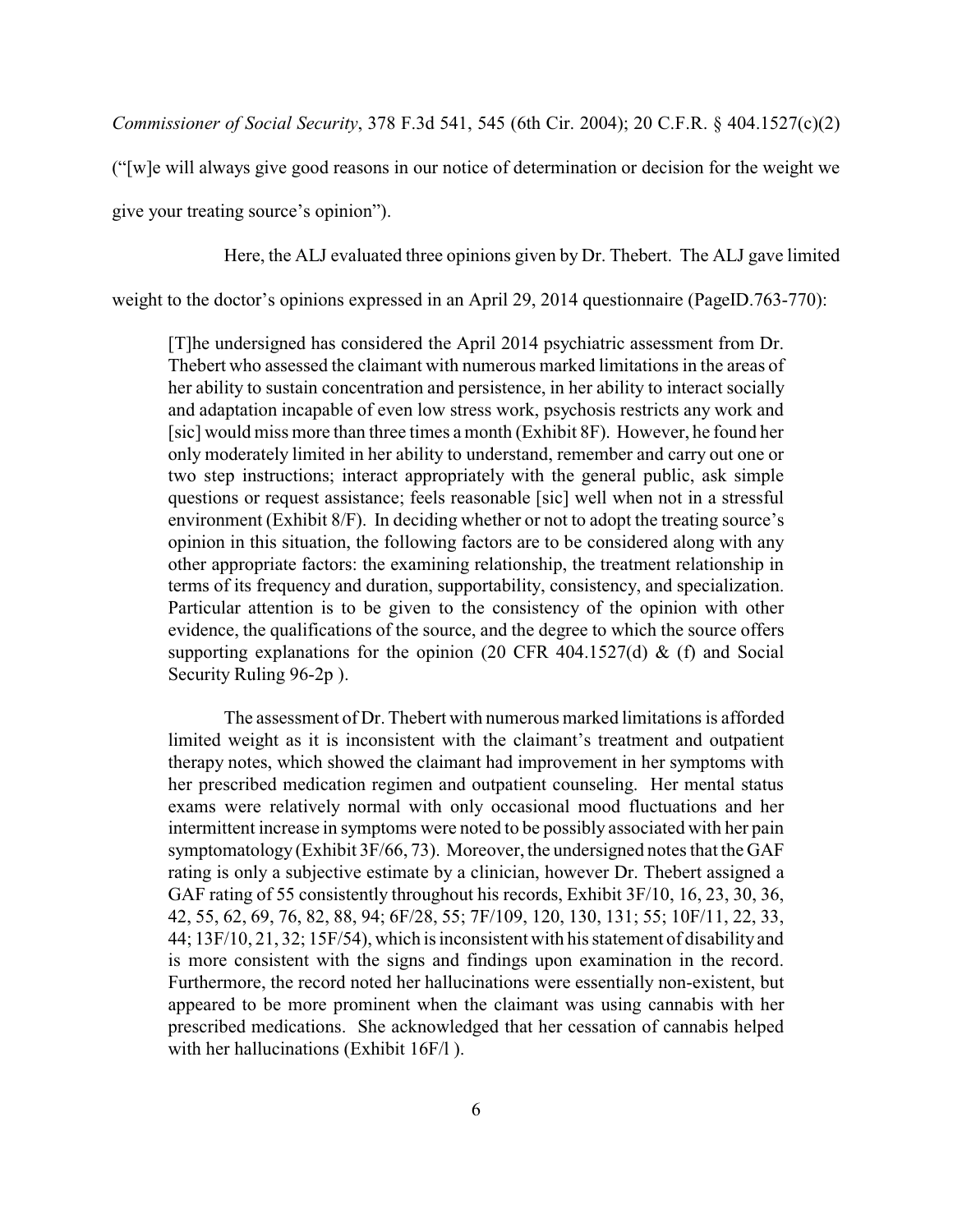*Commissioner of Social Security*, 378 F.3d 541, 545 (6th Cir. 2004); 20 C.F.R. § 404.1527(c)(2) ("[w]e will always give good reasons in our notice of determination or decision for the weight we give your treating source's opinion").

Here, the ALJ evaluated three opinions given by Dr. Thebert. The ALJ gave limited weight to the doctor's opinions expressed in an April 29, 2014 questionnaire (PageID.763-770):

> [T]he undersigned has considered the April 2014 psychiatric assessment from Dr. Thebert who assessed the claimant with numerous marked limitations in the areas of her ability to sustain concentration and persistence, in her ability to interact socially and adaptation incapable of even low stress work, psychosis restricts any work and [sic] would miss more than three times a month (Exhibit 8F). However, he found her only moderately limited in her ability to understand, remember and carry out one or two step instructions; interact appropriately with the general public, ask simple questions or request assistance; feels reasonable [sic] well when not in a stressful environment (Exhibit 8/F). In deciding whether or not to adopt the treating source's opinion in this situation, the following factors are to be considered along with any other appropriate factors: the examining relationship, the treatment relationship in terms of its frequency and duration, supportability, consistency, and specialization. Particular attention is to be given to the consistency of the opinion with other evidence, the qualifications of the source, and the degree to which the source offers supporting explanations for the opinion (20 CFR 404.1527(d) & (f) and Social Security Ruling 96-2p ).
>
> The assessment of Dr. Thebert with numerous marked limitations is afforded limited weight as it is inconsistent with the claimant's treatment and outpatient therapy notes, which showed the claimant had improvement in her symptoms with her prescribed medication regimen and outpatient counseling. Her mental status exams were relatively normal with only occasional mood fluctuations and her intermittent increase in symptoms were noted to be possibly associated with her pain symptomatology (Exhibit 3F/66, 73). Moreover, the undersigned notes that the GAF rating is only a subjective estimate by a clinician, however Dr. Thebert assigned a GAF rating of 55 consistently throughout his records, Exhibit 3F/10, 16, 23, 30, 36, 42, 55, 62, 69, 76, 82, 88, 94; 6F/28, 55; 7F/109, 120, 130, 131; 55; 10F/11, 22, 33, 44; 13F/10, 21, 32; 15F/54), which is inconsistent with his statement of disability and is more consistent with the signs and findings upon examination in the record. Furthermore, the record noted her hallucinations were essentially non-existent, but appeared to be more prominent when the claimant was using cannabis with her prescribed medications. She acknowledged that her cessation of cannabis helped with her hallucinations (Exhibit 16F/l ).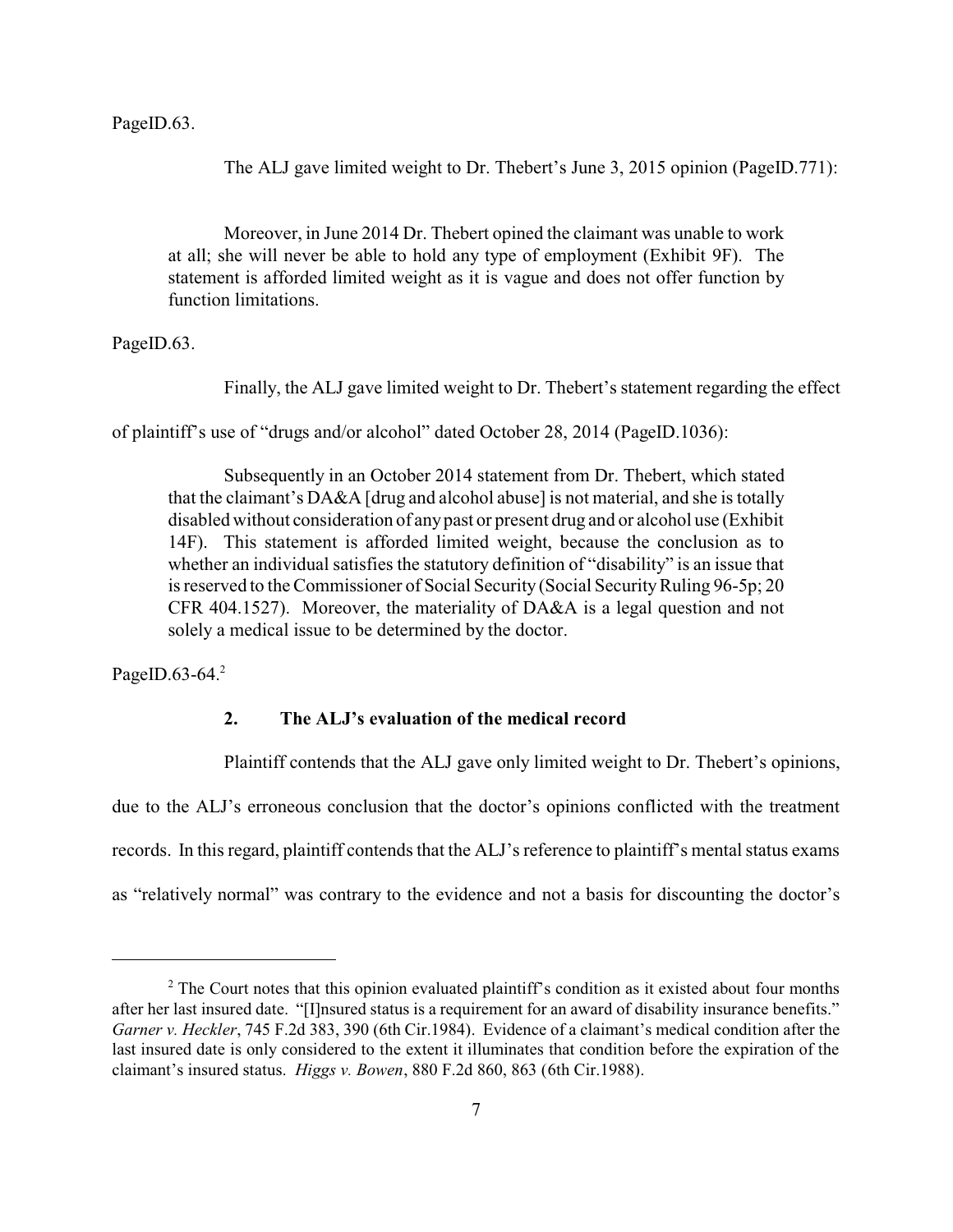PageID.63.

The ALJ gave limited weight to Dr. Thebert's June 3, 2015 opinion (PageID.771):

> Moreover, in June 2014 Dr. Thebert opined the claimant was unable to work at all; she will never be able to hold any type of employment (Exhibit 9F). The statement is afforded limited weight as it is vague and does not offer function by function limitations.

PageID.63.

Finally, the ALJ gave limited weight to Dr. Thebert's statement regarding the effect of plaintiff's use of "drugs and/or alcohol" dated October 28, 2014 (PageID.1036):

> Subsequently in an October 2014 statement from Dr. Thebert, which stated that the claimant's DA&A [drug and alcohol abuse] is not material, and she is totally disabled without consideration of any past or present drug and or alcohol use (Exhibit 14F). This statement is afforded limited weight, because the conclusion as to whether an individual satisfies the statutory definition of "disability" is an issue that is reserved to the Commissioner of Social Security (Social Security Ruling 96-5p; 20 CFR 404.1527). Moreover, the materiality of DA&A is a legal question and not solely a medical issue to be determined by the doctor.

PageID.63-64.[2]

### 2. The ALJ's evaluation of the medical record

Plaintiff contends that the ALJ gave only limited weight to Dr. Thebert's opinions, due to the ALJ's erroneous conclusion that the doctor's opinions conflicted with the treatment records. In this regard, plaintiff contends that the ALJ's reference to plaintiff's mental status exams as "relatively normal" was contrary to the evidence and not a basis for discounting the doctor's

---

[2] The Court notes that this opinion evaluated plaintiff's condition as it existed about four months after her last insured date. "[I]nsured status is a requirement for an award of disability insurance benefits." *Garner v. Heckler*, 745 F.2d 383, 390 (6th Cir.1984). Evidence of a claimant's medical condition after the last insured date is only considered to the extent it illuminates that condition before the expiration of the claimant's insured status. *Higgs v. Bowen*, 880 F.2d 860, 863 (6th Cir.1988).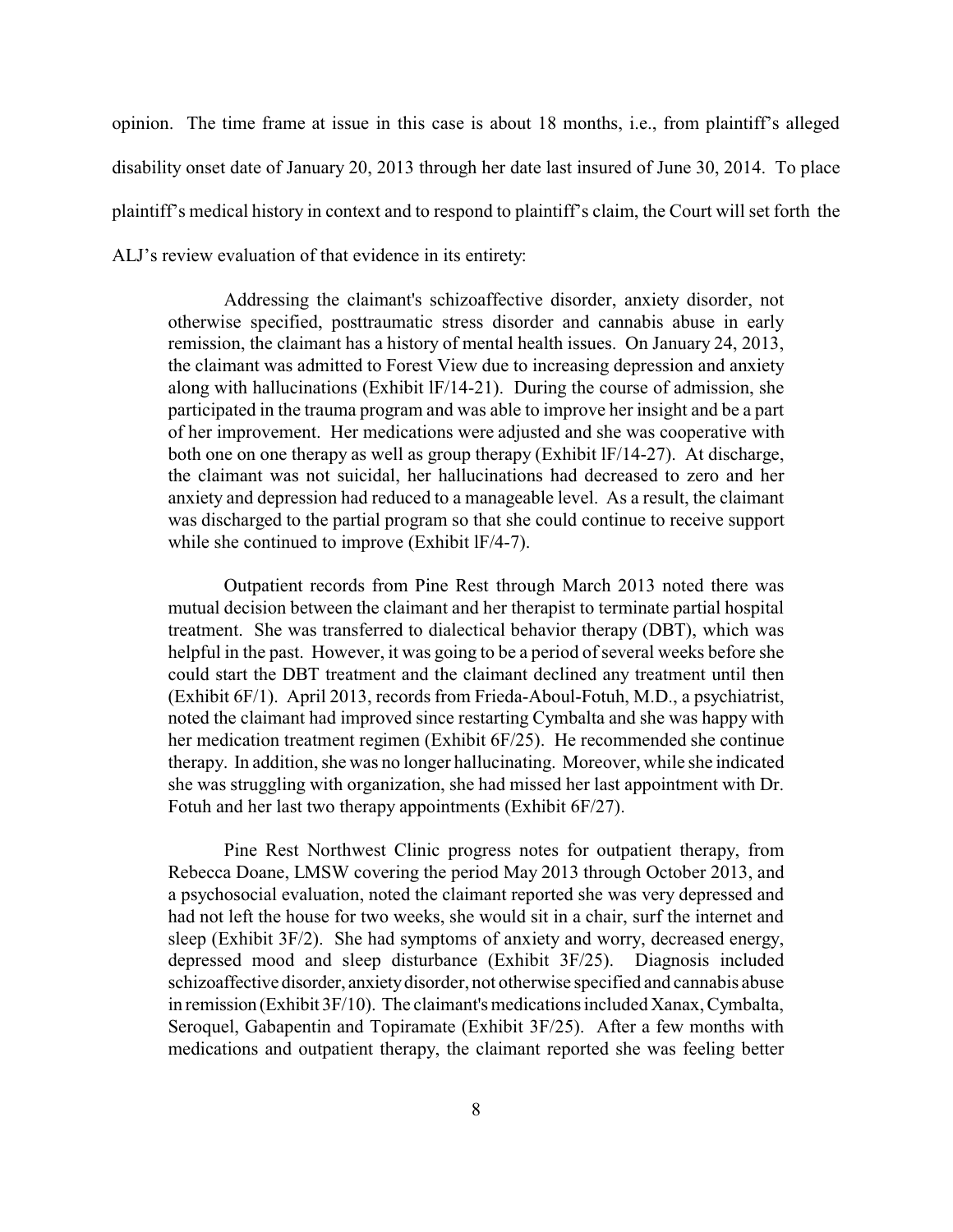opinion. The time frame at issue in this case is about 18 months, i.e., from plaintiff's alleged disability onset date of January 20, 2013 through her date last insured of June 30, 2014. To place plaintiff's medical history in context and to respond to plaintiff's claim, the Court will set forth the ALJ's review evaluation of that evidence in its entirety:

> Addressing the claimant's schizoaffective disorder, anxiety disorder, not otherwise specified, posttraumatic stress disorder and cannabis abuse in early remission, the claimant has a history of mental health issues. On January 24, 2013, the claimant was admitted to Forest View due to increasing depression and anxiety along with hallucinations (Exhibit lF/14-21). During the course of admission, she participated in the trauma program and was able to improve her insight and be a part of her improvement. Her medications were adjusted and she was cooperative with both one on one therapy as well as group therapy (Exhibit lF/14-27). At discharge, the claimant was not suicidal, her hallucinations had decreased to zero and her anxiety and depression had reduced to a manageable level. As a result, the claimant was discharged to the partial program so that she could continue to receive support while she continued to improve (Exhibit lF/4-7).
>
> Outpatient records from Pine Rest through March 2013 noted there was mutual decision between the claimant and her therapist to terminate partial hospital treatment. She was transferred to dialectical behavior therapy (DBT), which was helpful in the past. However, it was going to be a period of several weeks before she could start the DBT treatment and the claimant declined any treatment until then (Exhibit 6F/1). April 2013, records from Frieda-Aboul-Fotuh, M.D., a psychiatrist, noted the claimant had improved since restarting Cymbalta and she was happy with her medication treatment regimen (Exhibit 6F/25). He recommended she continue therapy. In addition, she was no longer hallucinating. Moreover, while she indicated she was struggling with organization, she had missed her last appointment with Dr. Fotuh and her last two therapy appointments (Exhibit 6F/27).
>
> Pine Rest Northwest Clinic progress notes for outpatient therapy, from Rebecca Doane, LMSW covering the period May 2013 through October 2013, and a psychosocial evaluation, noted the claimant reported she was very depressed and had not left the house for two weeks, she would sit in a chair, surf the internet and sleep (Exhibit 3F/2). She had symptoms of anxiety and worry, decreased energy, depressed mood and sleep disturbance (Exhibit 3F/25). Diagnosis included schizoaffective disorder, anxiety disorder, not otherwise specified and cannabis abuse in remission (Exhibit 3F/10). The claimant's medications included Xanax, Cymbalta, Seroquel, Gabapentin and Topiramate (Exhibit 3F/25). After a few months with medications and outpatient therapy, the claimant reported she was feeling better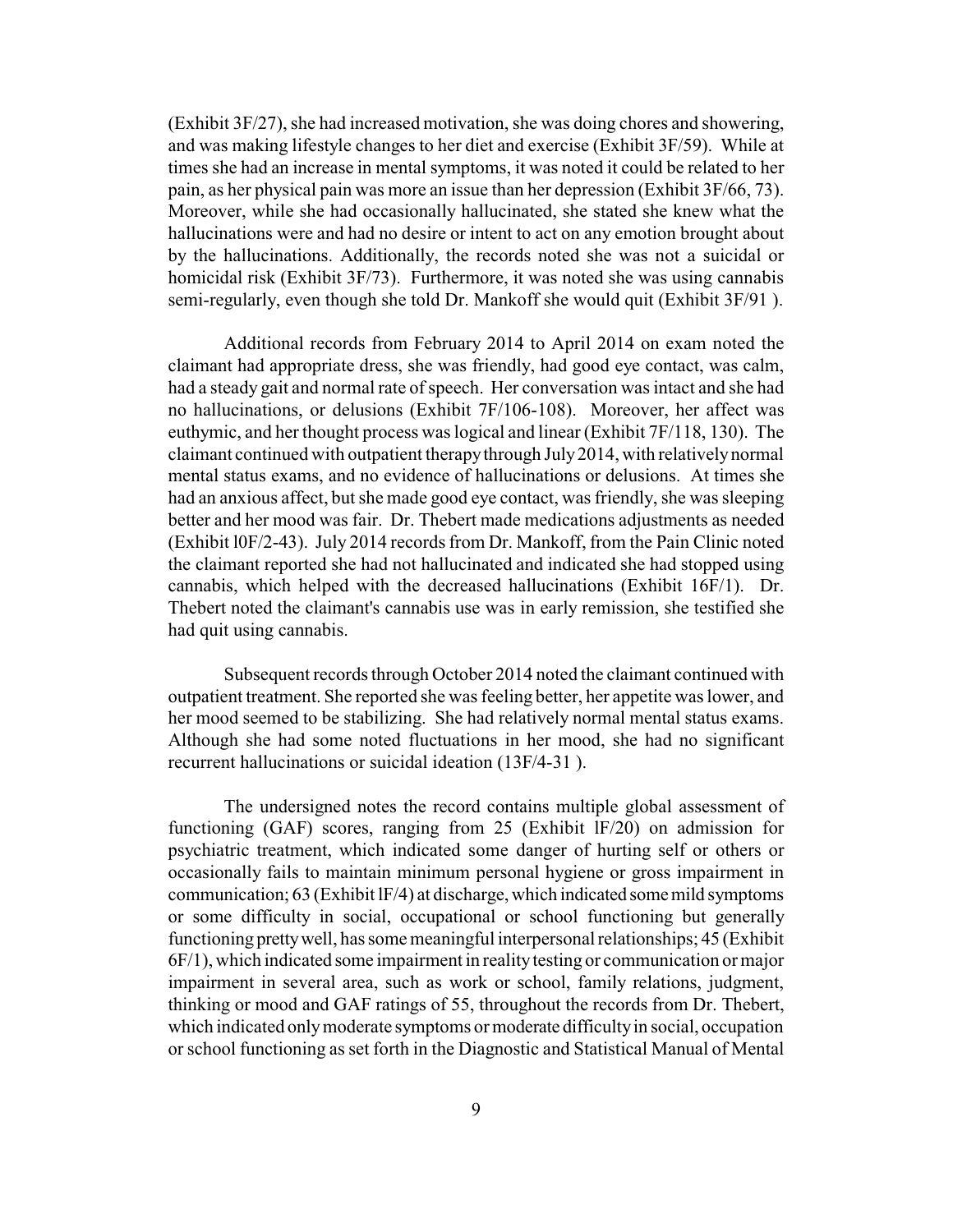(Exhibit 3F/27), she had increased motivation, she was doing chores and showering, and was making lifestyle changes to her diet and exercise (Exhibit 3F/59). While at times she had an increase in mental symptoms, it was noted it could be related to her pain, as her physical pain was more an issue than her depression (Exhibit 3F/66, 73). Moreover, while she had occasionally hallucinated, she stated she knew what the hallucinations were and had no desire or intent to act on any emotion brought about by the hallucinations. Additionally, the records noted she was not a suicidal or homicidal risk (Exhibit 3F/73). Furthermore, it was noted she was using cannabis semi-regularly, even though she told Dr. Mankoff she would quit (Exhibit 3F/91 ).

Additional records from February 2014 to April 2014 on exam noted the claimant had appropriate dress, she was friendly, had good eye contact, was calm, had a steady gait and normal rate of speech. Her conversation was intact and she had no hallucinations, or delusions (Exhibit 7F/106-108). Moreover, her affect was euthymic, and her thought process was logical and linear (Exhibit 7F/118, 130). The claimant continued with outpatient therapy through July 2014, with relatively normal mental status exams, and no evidence of hallucinations or delusions. At times she had an anxious affect, but she made good eye contact, was friendly, she was sleeping better and her mood was fair. Dr. Thebert made medications adjustments as needed (Exhibit l0F/2-43). July 2014 records from Dr. Mankoff, from the Pain Clinic noted the claimant reported she had not hallucinated and indicated she had stopped using cannabis, which helped with the decreased hallucinations (Exhibit 16F/1). Dr. Thebert noted the claimant's cannabis use was in early remission, she testified she had quit using cannabis.

Subsequent records through October 2014 noted the claimant continued with outpatient treatment. She reported she was feeling better, her appetite was lower, and her mood seemed to be stabilizing. She had relatively normal mental status exams. Although she had some noted fluctuations in her mood, she had no significant recurrent hallucinations or suicidal ideation (13F/4-31 ).

The undersigned notes the record contains multiple global assessment of functioning (GAF) scores, ranging from 25 (Exhibit lF/20) on admission for psychiatric treatment, which indicated some danger of hurting self or others or occasionally fails to maintain minimum personal hygiene or gross impairment in communication; 63 (Exhibit lF/4) at discharge, which indicated some mild symptoms or some difficulty in social, occupational or school functioning but generally functioning pretty well, has some meaningful interpersonal relationships; 45 (Exhibit 6F/1), which indicated some impairment in reality testing or communication or major impairment in several area, such as work or school, family relations, judgment, thinking or mood and GAF ratings of 55, throughout the records from Dr. Thebert, which indicated only moderate symptoms or moderate difficulty in social, occupation or school functioning as set forth in the Diagnostic and Statistical Manual of Mental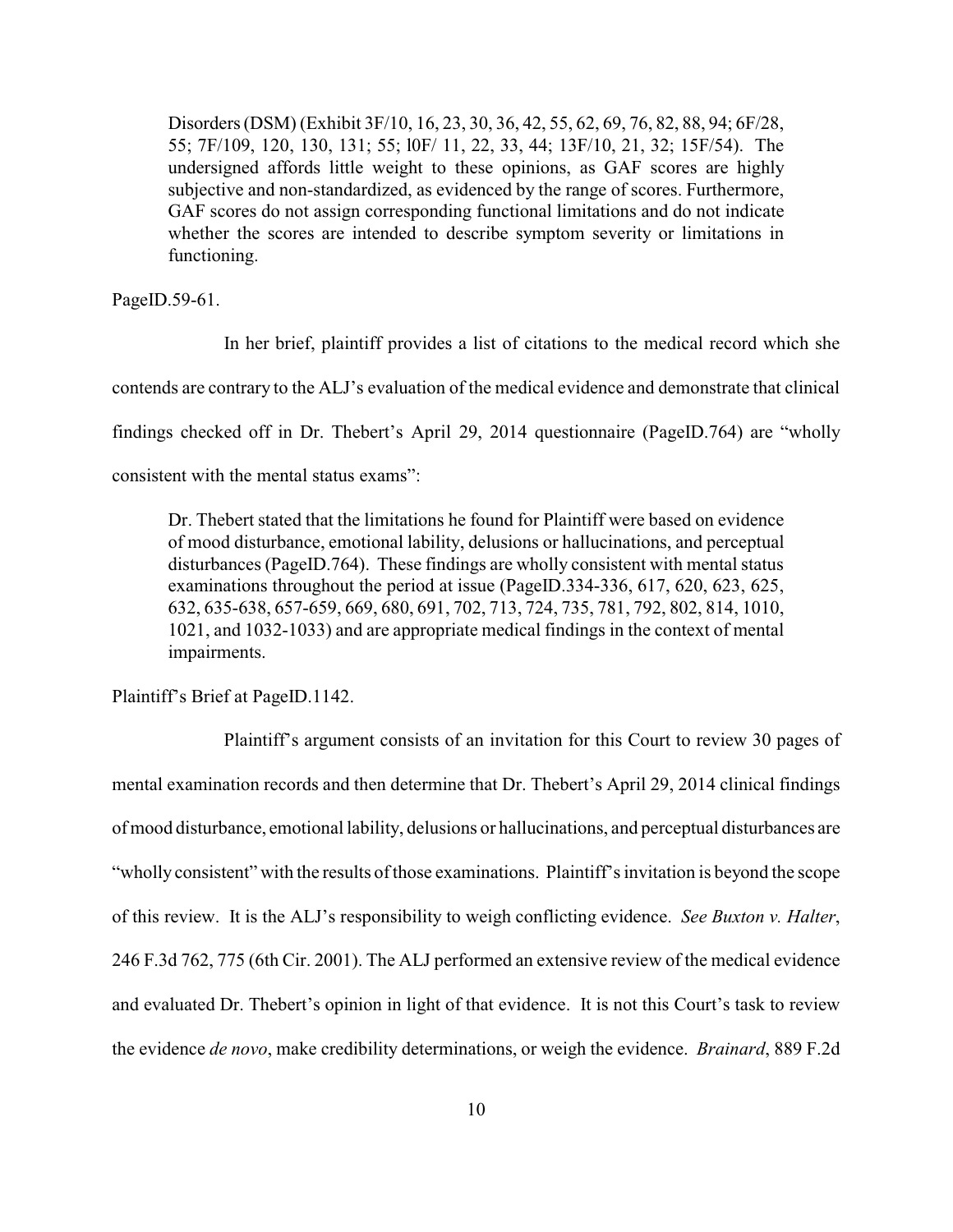> Disorders (DSM) (Exhibit 3F/10, 16, 23, 30, 36, 42, 55, 62, 69, 76, 82, 88, 94; 6F/28, 55; 7F/109, 120, 130, 131; 55; l0F/ 11, 22, 33, 44; 13F/10, 21, 32; 15F/54). The undersigned affords little weight to these opinions, as GAF scores are highly subjective and non-standardized, as evidenced by the range of scores. Furthermore, GAF scores do not assign corresponding functional limitations and do not indicate whether the scores are intended to describe symptom severity or limitations in functioning.

PageID.59-61.

In her brief, plaintiff provides a list of citations to the medical record which she contends are contrary to the ALJ's evaluation of the medical evidence and demonstrate that clinical findings checked off in Dr. Thebert's April 29, 2014 questionnaire (PageID.764) are "wholly consistent with the mental status exams":

> Dr. Thebert stated that the limitations he found for Plaintiff were based on evidence of mood disturbance, emotional lability, delusions or hallucinations, and perceptual disturbances (PageID.764). These findings are wholly consistent with mental status examinations throughout the period at issue (PageID.334-336, 617, 620, 623, 625, 632, 635-638, 657-659, 669, 680, 691, 702, 713, 724, 735, 781, 792, 802, 814, 1010, 1021, and 1032-1033) and are appropriate medical findings in the context of mental impairments.

Plaintiff's Brief at PageID.1142.

Plaintiff's argument consists of an invitation for this Court to review 30 pages of mental examination records and then determine that Dr. Thebert's April 29, 2014 clinical findings of mood disturbance, emotional lability, delusions or hallucinations, and perceptual disturbances are "wholly consistent" with the results of those examinations. Plaintiff's invitation is beyond the scope of this review. It is the ALJ's responsibility to weigh conflicting evidence. *See Buxton v. Halter*, 246 F.3d 762, 775 (6th Cir. 2001). The ALJ performed an extensive review of the medical evidence and evaluated Dr. Thebert's opinion in light of that evidence. It is not this Court's task to review the evidence *de novo*, make credibility determinations, or weigh the evidence. *Brainard*, 889 F.2d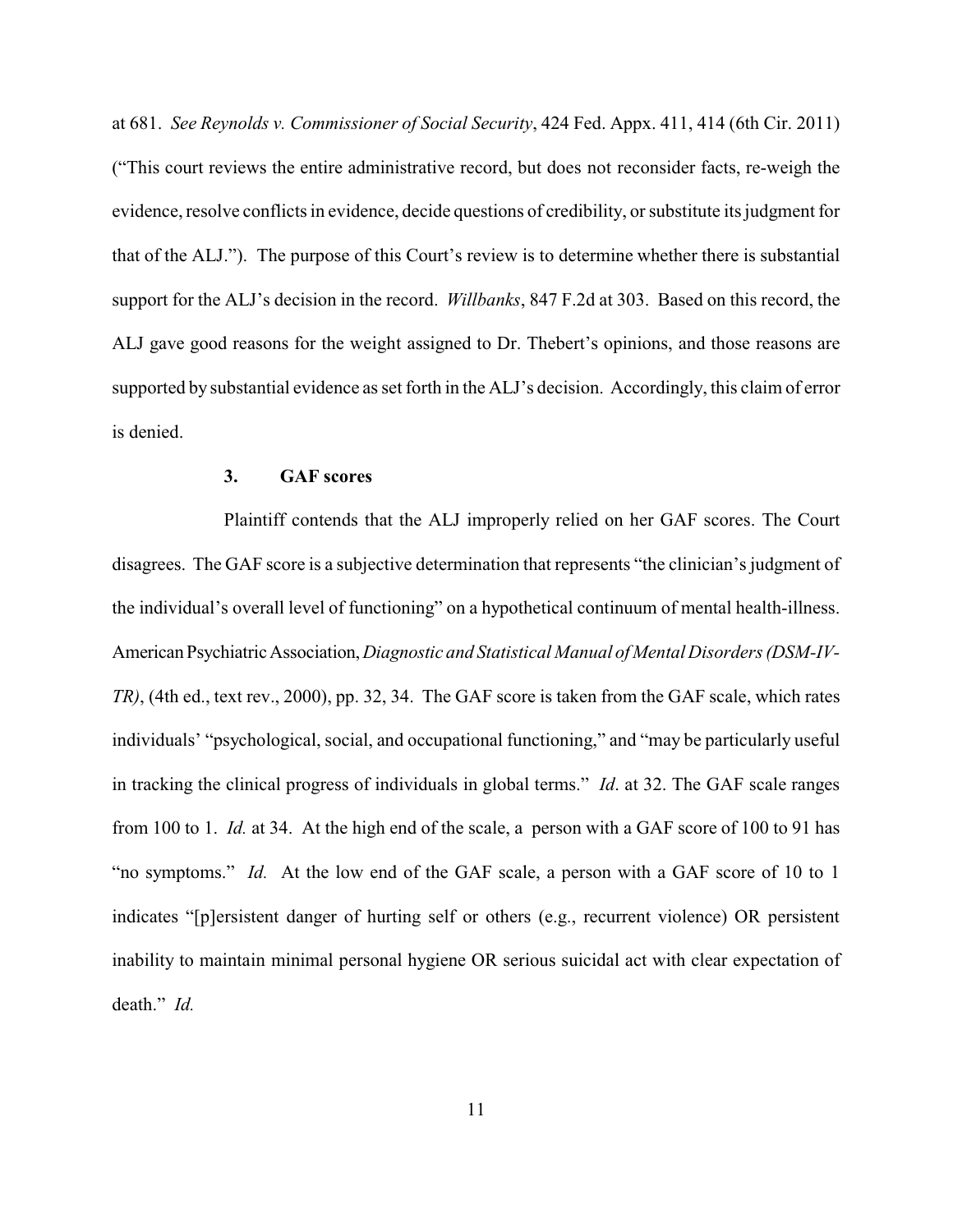at 681. *See Reynolds v. Commissioner of Social Security*, 424 Fed. Appx. 411, 414 (6th Cir. 2011) ("This court reviews the entire administrative record, but does not reconsider facts, re-weigh the evidence, resolve conflicts in evidence, decide questions of credibility, or substitute its judgment for that of the ALJ."). The purpose of this Court's review is to determine whether there is substantial support for the ALJ's decision in the record. *Willbanks*, 847 F.2d at 303. Based on this record, the ALJ gave good reasons for the weight assigned to Dr. Thebert's opinions, and those reasons are supported by substantial evidence as set forth in the ALJ's decision. Accordingly, this claim of error is denied.

### 3. GAF scores

Plaintiff contends that the ALJ improperly relied on her GAF scores. The Court disagrees. The GAF score is a subjective determination that represents "the clinician's judgment of the individual's overall level of functioning" on a hypothetical continuum of mental health-illness. American Psychiatric Association, *Diagnostic and Statistical Manual of Mental Disorders (DSM-IV-TR)*, (4th ed., text rev., 2000), pp. 32, 34. The GAF score is taken from the GAF scale, which rates individuals' "psychological, social, and occupational functioning," and "may be particularly useful in tracking the clinical progress of individuals in global terms." *Id*. at 32. The GAF scale ranges from 100 to 1. *Id.* at 34. At the high end of the scale, a person with a GAF score of 100 to 91 has "no symptoms." *Id.* At the low end of the GAF scale, a person with a GAF score of 10 to 1 indicates "[p]ersistent danger of hurting self or others (e.g., recurrent violence) OR persistent inability to maintain minimal personal hygiene OR serious suicidal act with clear expectation of death." *Id.*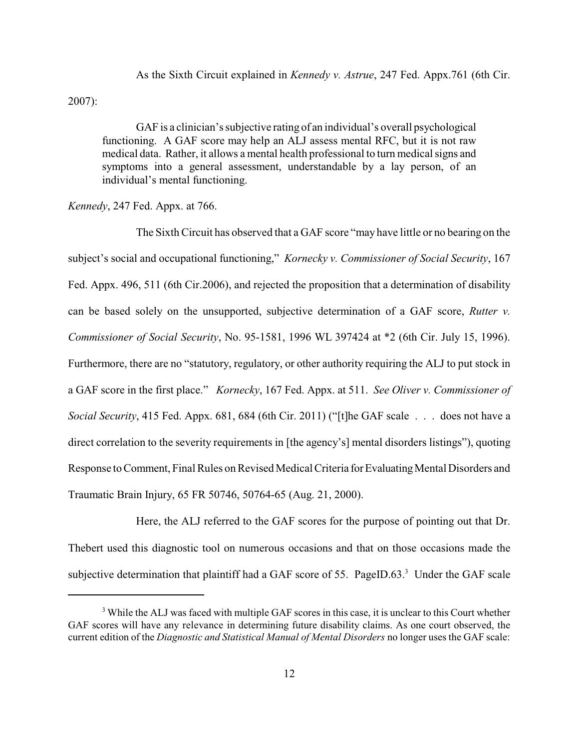As the Sixth Circuit explained in *Kennedy v. Astrue*, 247 Fed. Appx.761 (6th Cir. 2007):

> GAF is a clinician's subjective rating of an individual's overall psychological functioning. A GAF score may help an ALJ assess mental RFC, but it is not raw medical data. Rather, it allows a mental health professional to turn medical signs and symptoms into a general assessment, understandable by a lay person, of an individual's mental functioning.

*Kennedy*, 247 Fed. Appx. at 766.

The Sixth Circuit has observed that a GAF score "may have little or no bearing on the subject's social and occupational functioning," *Kornecky v. Commissioner of Social Security*, 167 Fed. Appx. 496, 511 (6th Cir.2006), and rejected the proposition that a determination of disability can be based solely on the unsupported, subjective determination of a GAF score, *Rutter v. Commissioner of Social Security*, No. 95-1581, 1996 WL 397424 at *2 (6th Cir. July 15, 1996). Furthermore, there are no "statutory, regulatory, or other authority requiring the ALJ to put stock in a GAF score in the first place." *Kornecky*, 167 Fed. Appx. at 511. *See Oliver v. Commissioner of Social Security*, 415 Fed. Appx. 681, 684 (6th Cir. 2011) ("[t]he GAF scale . . . does not have a direct correlation to the severity requirements in [the agency's] mental disorders listings"), quoting Response to Comment, Final Rules on Revised Medical Criteria for Evaluating Mental Disorders and Traumatic Brain Injury, 65 FR 50746, 50764-65 (Aug. 21, 2000).

Here, the ALJ referred to the GAF scores for the purpose of pointing out that Dr. Thebert used this diagnostic tool on numerous occasions and that on those occasions made the subjective determination that plaintiff had a GAF score of 55. PageID.63.[3] Under the GAF scale

[3] While the ALJ was faced with multiple GAF scores in this case, it is unclear to this Court whether GAF scores will have any relevance in determining future disability claims. As one court observed, the current edition of the *Diagnostic and Statistical Manual of Mental Disorders* no longer uses the GAF scale: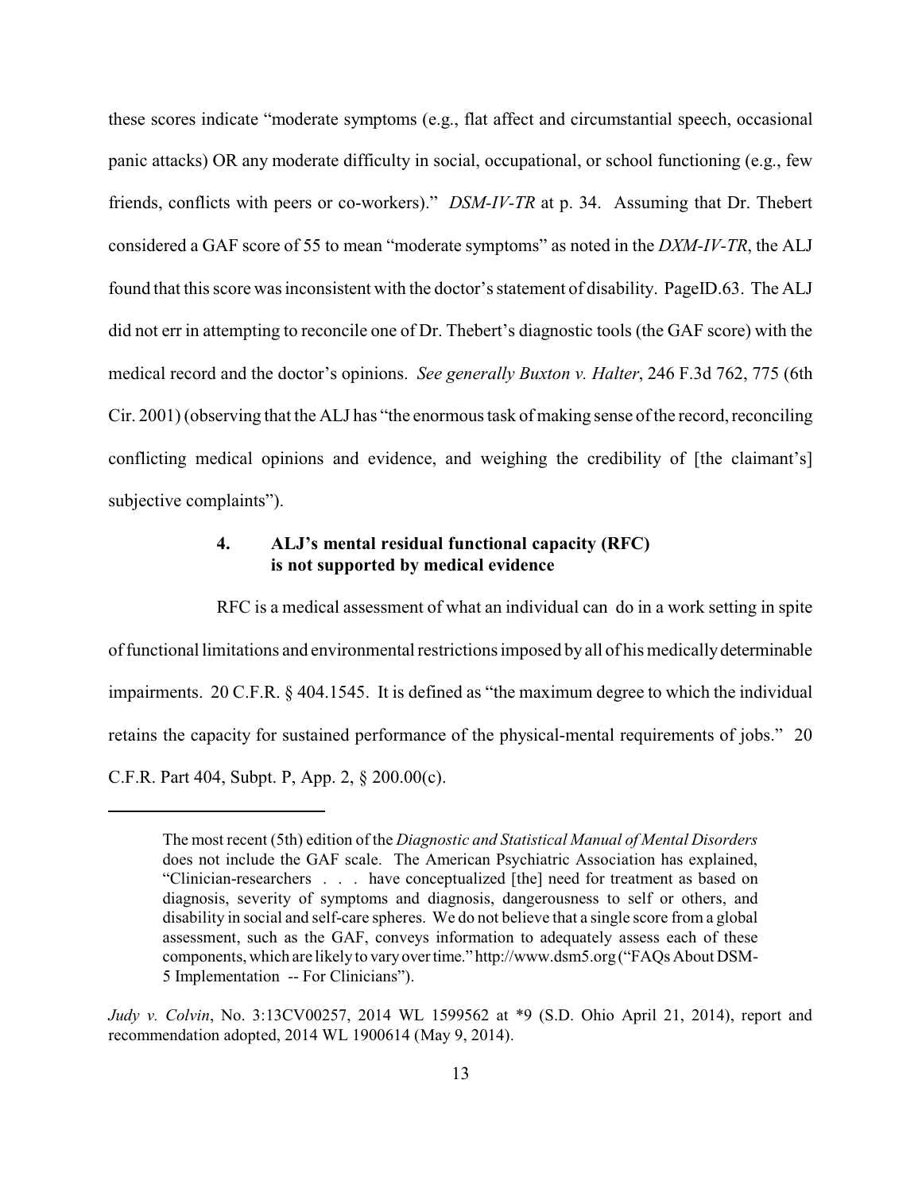these scores indicate "moderate symptoms (e.g., flat affect and circumstantial speech, occasional panic attacks) OR any moderate difficulty in social, occupational, or school functioning (e.g., few friends, conflicts with peers or co-workers)." *DSM-IV-TR* at p. 34. Assuming that Dr. Thebert considered a GAF score of 55 to mean "moderate symptoms" as noted in the *DXM-IV-TR*, the ALJ found that this score was inconsistent with the doctor's statement of disability. PageID.63. The ALJ did not err in attempting to reconcile one of Dr. Thebert's diagnostic tools (the GAF score) with the medical record and the doctor's opinions. *See generally Buxton v. Halter*, 246 F.3d 762, 775 (6th Cir. 2001) (observing that the ALJ has "the enormous task of making sense of the record, reconciling conflicting medical opinions and evidence, and weighing the credibility of [the claimant's] subjective complaints").

#### 4. ALJ's mental residual functional capacity (RFC) is not supported by medical evidence

RFC is a medical assessment of what an individual can do in a work setting in spite of functional limitations and environmental restrictions imposed by all of his medically determinable impairments. 20 C.F.R. § 404.1545. It is defined as "the maximum degree to which the individual retains the capacity for sustained performance of the physical-mental requirements of jobs." 20 C.F.R. Part 404, Subpt. P, App. 2, § 200.00(c).

---

> The most recent (5th) edition of the *Diagnostic and Statistical Manual of Mental Disorders* does not include the GAF scale. The American Psychiatric Association has explained, "Clinician-researchers . . . have conceptualized [the] need for treatment as based on diagnosis, severity of symptoms and diagnosis, dangerousness to self or others, and disability in social and self-care spheres. We do not believe that a single score from a global assessment, such as the GAF, conveys information to adequately assess each of these components, which are likely to vary over time." http://www.dsm5.org ("FAQs About DSM-5 Implementation -- For Clinicians").

*Judy v. Colvin*, No. 3:13CV00257, 2014 WL 1599562 at *9 (S.D. Ohio April 21, 2014), report and recommendation adopted, 2014 WL 1900614 (May 9, 2014).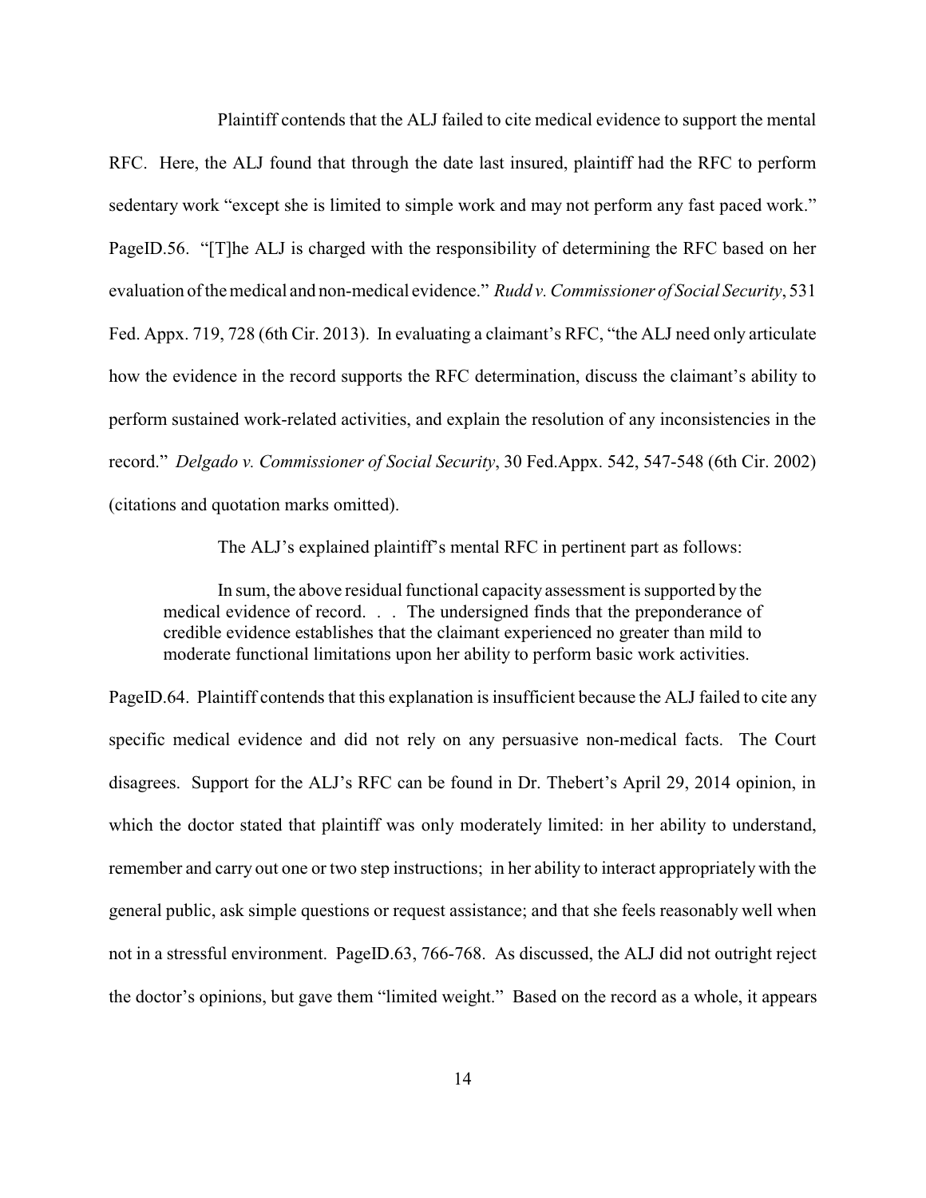Plaintiff contends that the ALJ failed to cite medical evidence to support the mental RFC. Here, the ALJ found that through the date last insured, plaintiff had the RFC to perform sedentary work "except she is limited to simple work and may not perform any fast paced work." PageID.56. "[T]he ALJ is charged with the responsibility of determining the RFC based on her evaluation of the medical and non-medical evidence." *Rudd v. Commissioner of Social Security*, 531 Fed. Appx. 719, 728 (6th Cir. 2013). In evaluating a claimant's RFC, "the ALJ need only articulate how the evidence in the record supports the RFC determination, discuss the claimant's ability to perform sustained work-related activities, and explain the resolution of any inconsistencies in the record." *Delgado v. Commissioner of Social Security*, 30 Fed.Appx. 542, 547-548 (6th Cir. 2002) (citations and quotation marks omitted).

The ALJ's explained plaintiff's mental RFC in pertinent part as follows:

> In sum, the above residual functional capacity assessment is supported by the medical evidence of record. . . . The undersigned finds that the preponderance of credible evidence establishes that the claimant experienced no greater than mild to moderate functional limitations upon her ability to perform basic work activities.

PageID.64. Plaintiff contends that this explanation is insufficient because the ALJ failed to cite any specific medical evidence and did not rely on any persuasive non-medical facts. The Court disagrees. Support for the ALJ's RFC can be found in Dr. Thebert's April 29, 2014 opinion, in which the doctor stated that plaintiff was only moderately limited: in her ability to understand, remember and carry out one or two step instructions; in her ability to interact appropriately with the general public, ask simple questions or request assistance; and that she feels reasonably well when not in a stressful environment. PageID.63, 766-768. As discussed, the ALJ did not outright reject the doctor's opinions, but gave them "limited weight." Based on the record as a whole, it appears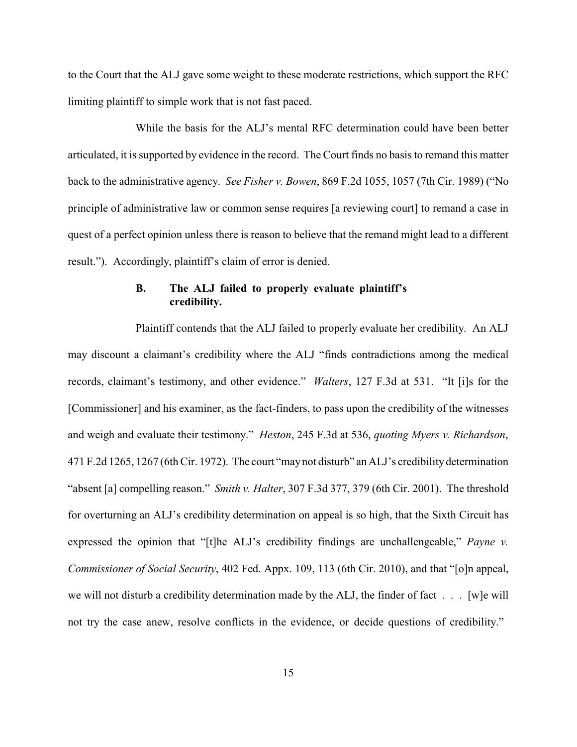to the Court that the ALJ gave some weight to these moderate restrictions, which support the RFC limiting plaintiff to simple work that is not fast paced.

While the basis for the ALJ's mental RFC determination could have been better articulated, it is supported by evidence in the record. The Court finds no basis to remand this matter back to the administrative agency. *See Fisher v. Bowen*, 869 F.2d 1055, 1057 (7th Cir. 1989) ("No principle of administrative law or common sense requires [a reviewing court] to remand a case in quest of a perfect opinion unless there is reason to believe that the remand might lead to a different result."). Accordingly, plaintiff's claim of error is denied.

### B. The ALJ failed to properly evaluate plaintiff's credibility.

Plaintiff contends that the ALJ failed to properly evaluate her credibility. An ALJ may discount a claimant's credibility where the ALJ "finds contradictions among the medical records, claimant's testimony, and other evidence." *Walters*, 127 F.3d at 531. "It [i]s for the [Commissioner] and his examiner, as the fact-finders, to pass upon the credibility of the witnesses and weigh and evaluate their testimony." *Heston*, 245 F.3d at 536, *quoting Myers v. Richardson*, 471 F.2d 1265, 1267 (6th Cir. 1972). The court "may not disturb" an ALJ's credibility determination "absent [a] compelling reason." *Smith v. Halter*, 307 F.3d 377, 379 (6th Cir. 2001). The threshold for overturning an ALJ's credibility determination on appeal is so high, that the Sixth Circuit has expressed the opinion that "[t]he ALJ's credibility findings are unchallengeable," *Payne v. Commissioner of Social Security*, 402 Fed. Appx. 109, 113 (6th Cir. 2010), and that "[o]n appeal, we will not disturb a credibility determination made by the ALJ, the finder of fact . . . [w]e will not try the case anew, resolve conflicts in the evidence, or decide questions of credibility."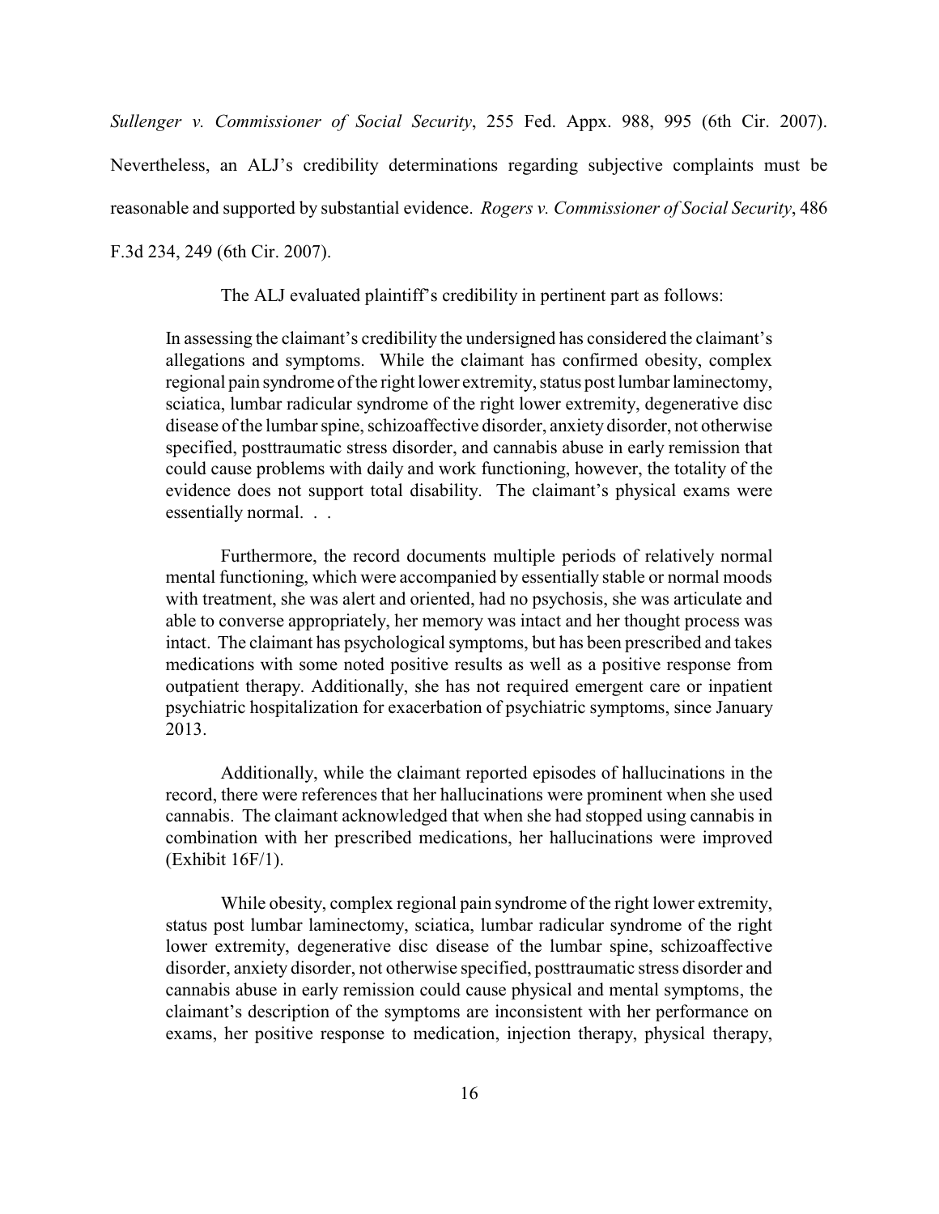*Sullenger v. Commissioner of Social Security*, 255 Fed. Appx. 988, 995 (6th Cir. 2007). Nevertheless, an ALJ's credibility determinations regarding subjective complaints must be reasonable and supported by substantial evidence. *Rogers v. Commissioner of Social Security*, 486 F.3d 234, 249 (6th Cir. 2007).

The ALJ evaluated plaintiff's credibility in pertinent part as follows:

> In assessing the claimant's credibility the undersigned has considered the claimant's allegations and symptoms. While the claimant has confirmed obesity, complex regional pain syndrome of the right lower extremity, status post lumbar laminectomy, sciatica, lumbar radicular syndrome of the right lower extremity, degenerative disc disease of the lumbar spine, schizoaffective disorder, anxiety disorder, not otherwise specified, posttraumatic stress disorder, and cannabis abuse in early remission that could cause problems with daily and work functioning, however, the totality of the evidence does not support total disability. The claimant's physical exams were essentially normal. . .
>
> Furthermore, the record documents multiple periods of relatively normal mental functioning, which were accompanied by essentially stable or normal moods with treatment, she was alert and oriented, had no psychosis, she was articulate and able to converse appropriately, her memory was intact and her thought process was intact. The claimant has psychological symptoms, but has been prescribed and takes medications with some noted positive results as well as a positive response from outpatient therapy. Additionally, she has not required emergent care or inpatient psychiatric hospitalization for exacerbation of psychiatric symptoms, since January 2013.
>
> Additionally, while the claimant reported episodes of hallucinations in the record, there were references that her hallucinations were prominent when she used cannabis. The claimant acknowledged that when she had stopped using cannabis in combination with her prescribed medications, her hallucinations were improved (Exhibit 16F/1).
>
> While obesity, complex regional pain syndrome of the right lower extremity, status post lumbar laminectomy, sciatica, lumbar radicular syndrome of the right lower extremity, degenerative disc disease of the lumbar spine, schizoaffective disorder, anxiety disorder, not otherwise specified, posttraumatic stress disorder and cannabis abuse in early remission could cause physical and mental symptoms, the claimant's description of the symptoms are inconsistent with her performance on exams, her positive response to medication, injection therapy, physical therapy,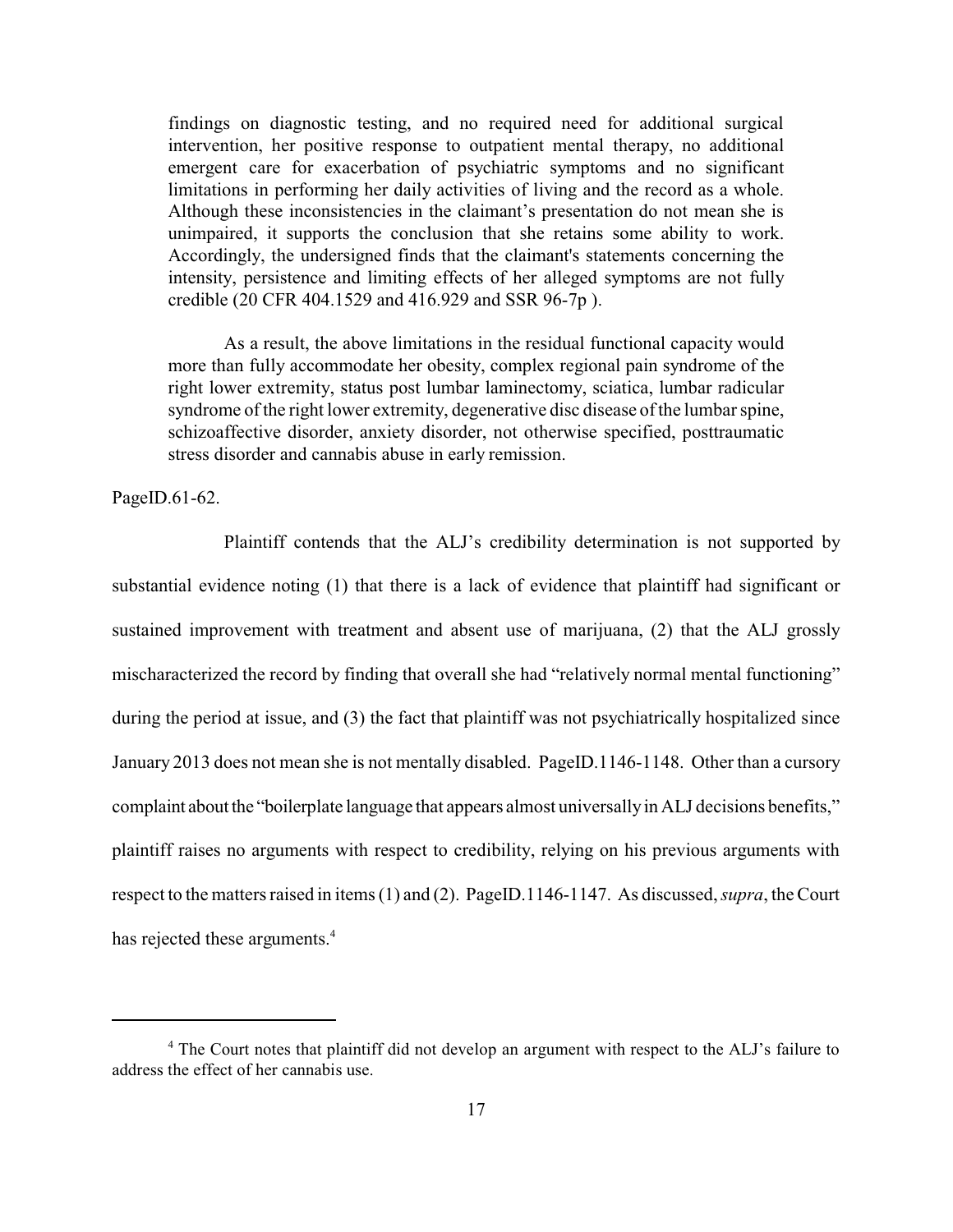> findings on diagnostic testing, and no required need for additional surgical intervention, her positive response to outpatient mental therapy, no additional emergent care for exacerbation of psychiatric symptoms and no significant limitations in performing her daily activities of living and the record as a whole. Although these inconsistencies in the claimant's presentation do not mean she is unimpaired, it supports the conclusion that she retains some ability to work. Accordingly, the undersigned finds that the claimant's statements concerning the intensity, persistence and limiting effects of her alleged symptoms are not fully credible (20 CFR 404.1529 and 416.929 and SSR 96-7p ).
>
> As a result, the above limitations in the residual functional capacity would more than fully accommodate her obesity, complex regional pain syndrome of the right lower extremity, status post lumbar laminectomy, sciatica, lumbar radicular syndrome of the right lower extremity, degenerative disc disease of the lumbar spine, schizoaffective disorder, anxiety disorder, not otherwise specified, posttraumatic stress disorder and cannabis abuse in early remission.

PageID.61-62.

Plaintiff contends that the ALJ's credibility determination is not supported by substantial evidence noting (1) that there is a lack of evidence that plaintiff had significant or sustained improvement with treatment and absent use of marijuana, (2) that the ALJ grossly mischaracterized the record by finding that overall she had "relatively normal mental functioning" during the period at issue, and (3) the fact that plaintiff was not psychiatrically hospitalized since January 2013 does not mean she is not mentally disabled. PageID.1146-1148. Other than a cursory complaint about the "boilerplate language that appears almost universally in ALJ decisions benefits," plaintiff raises no arguments with respect to credibility, relying on his previous arguments with respect to the matters raised in items (1) and (2). PageID.1146-1147. As discussed, *supra*, the Court has rejected these arguments.[4]

---

[4] The Court notes that plaintiff did not develop an argument with respect to the ALJ's failure to address the effect of her cannabis use.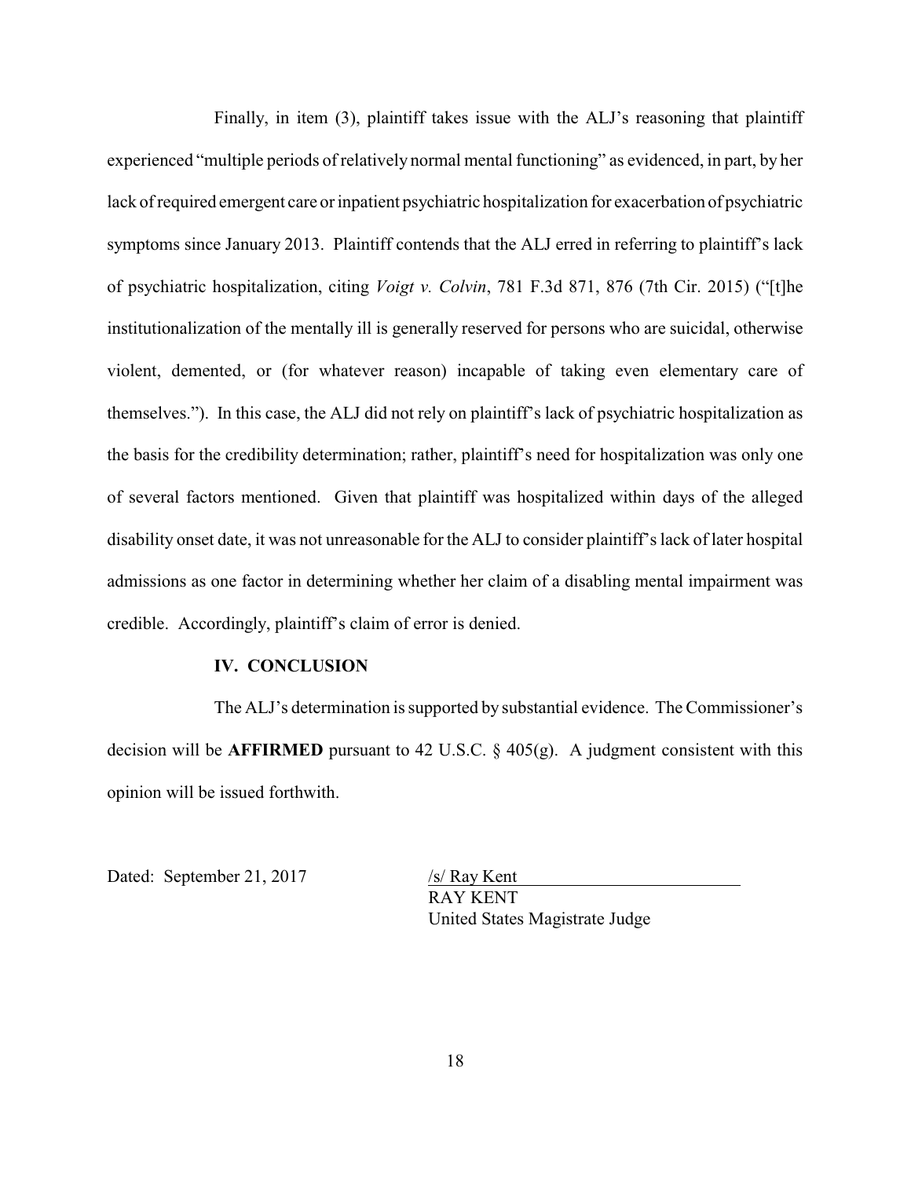Finally, in item (3), plaintiff takes issue with the ALJ's reasoning that plaintiff experienced "multiple periods of relatively normal mental functioning" as evidenced, in part, by her lack of required emergent care or inpatient psychiatric hospitalization for exacerbation of psychiatric symptoms since January 2013. Plaintiff contends that the ALJ erred in referring to plaintiff's lack of psychiatric hospitalization, citing *Voigt v. Colvin*, 781 F.3d 871, 876 (7th Cir. 2015) ("[t]he institutionalization of the mentally ill is generally reserved for persons who are suicidal, otherwise violent, demented, or (for whatever reason) incapable of taking even elementary care of themselves."). In this case, the ALJ did not rely on plaintiff's lack of psychiatric hospitalization as the basis for the credibility determination; rather, plaintiff's need for hospitalization was only one of several factors mentioned. Given that plaintiff was hospitalized within days of the alleged disability onset date, it was not unreasonable for the ALJ to consider plaintiff's lack of later hospital admissions as one factor in determining whether her claim of a disabling mental impairment was credible. Accordingly, plaintiff's claim of error is denied.

## IV. CONCLUSION

The ALJ's determination is supported by substantial evidence. The Commissioner's decision will be **AFFIRMED** pursuant to 42 U.S.C. § 405(g). A judgment consistent with this opinion will be issued forthwith.

Dated: September 21, 2017

/s/ Ray Kent
RAY KENT
United States Magistrate Judge